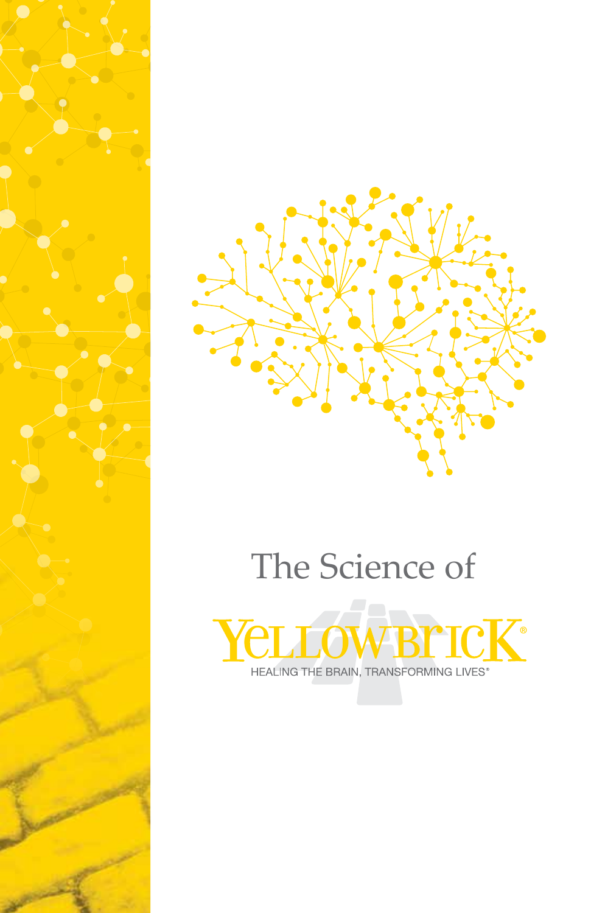# The Science of

# YELLOWBRICK®

HEALING THE BRAIN, TRANSFORMING LIVES®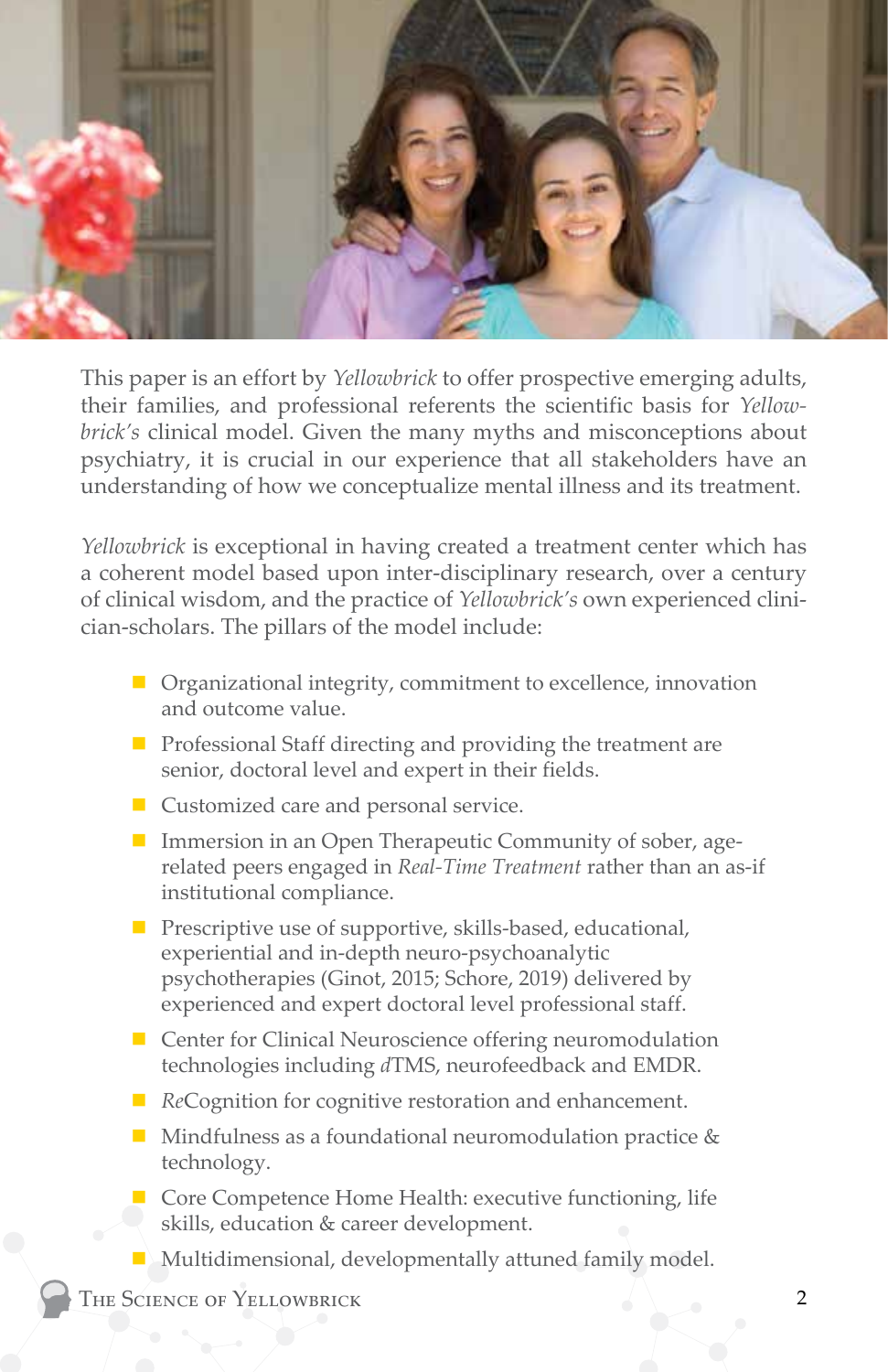This paper is an effort by *Yellowbrick* to offer prospective emerging adults, their families, and professional referents the scientific basis for *Yellowbrick's* clinical model. Given the many myths and misconceptions about psychiatry, it is crucial in our experience that all stakeholders have an understanding of how we conceptualize mental illness and its treatment.

*Yellowbrick* is exceptional in having created a treatment center which has a coherent model based upon inter-disciplinary research, over a century of clinical wisdom, and the practice of *Yellowbrick's* own experienced clinician-scholars. The pillars of the model include:

- Organizational integrity, commitment to excellence, innovation and outcome value.
- Professional Staff directing and providing the treatment are senior, doctoral level and expert in their fields.
- Customized care and personal service.
- Immersion in an Open Therapeutic Community of sober, age-related peers engaged in *Real-Time Treatment* rather than an as-if institutional compliance.
- Prescriptive use of supportive, skills-based, educational, experiential and in-depth neuro-psychoanalytic psychotherapies (Ginot, 2015; Schore, 2019) delivered by experienced and expert doctoral level professional staff.
- Center for Clinical Neuroscience offering neuromodulation technologies including *d*TMS, neurofeedback and EMDR.
- *Re*Cognition for cognitive restoration and enhancement.
- Mindfulness as a foundational neuromodulation practice & technology.
- Core Competence Home Health: executive functioning, life skills, education & career development.
- Multidimensional, developmentally attuned family model.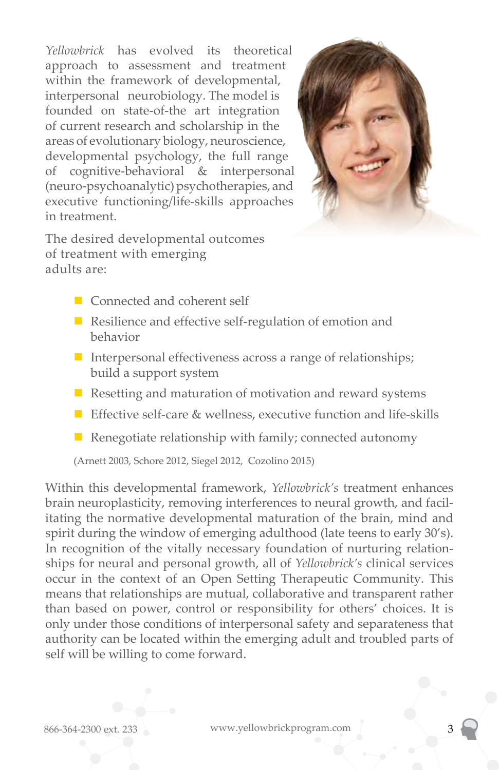*Yellowbrick* has evolved its theoretical approach to assessment and treatment within the framework of developmental, interpersonal neurobiology. The model is founded on state-of-the art integration of current research and scholarship in the areas of evolutionary biology, neuroscience, developmental psychology, the full range of cognitive-behavioral & interpersonal (neuro-psychoanalytic) psychotherapies, and executive functioning/life-skills approaches in treatment.

The desired developmental outcomes of treatment with emerging adults are:

- Connected and coherent self
- Resilience and effective self-regulation of emotion and behavior
- Interpersonal effectiveness across a range of relationships; build a support system
- Resetting and maturation of motivation and reward systems
- Effective self-care & wellness, executive function and life-skills
- Renegotiate relationship with family; connected autonomy

(Arnett 2003, Schore 2012, Siegel 2012, Cozolino 2015)

Within this developmental framework, *Yellowbrick's* treatment enhances brain neuroplasticity, removing interferences to neural growth, and facilitating the normative developmental maturation of the brain, mind and spirit during the window of emerging adulthood (late teens to early 30's). In recognition of the vitally necessary foundation of nurturing relationships for neural and personal growth, all of *Yellowbrick's* clinical services occur in the context of an Open Setting Therapeutic Community. This means that relationships are mutual, collaborative and transparent rather than based on power, control or responsibility for others' choices. It is only under those conditions of interpersonal safety and separateness that authority can be located within the emerging adult and troubled parts of self will be willing to come forward.

866-364-2300 ext. 233 www.yellowbrickprogram.com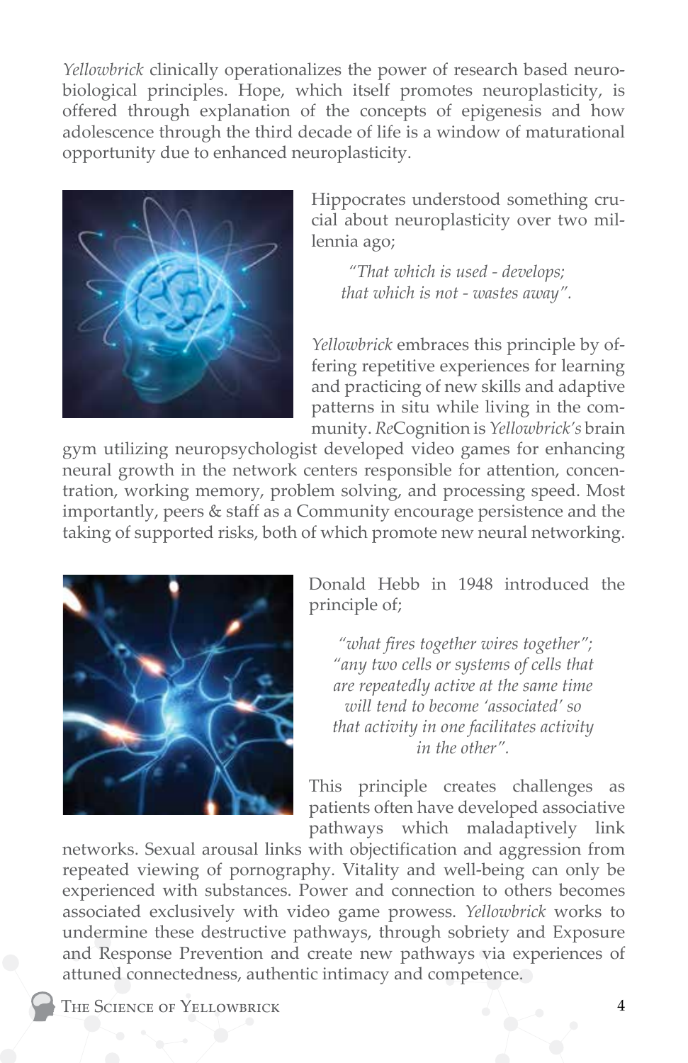*Yellowbrick* clinically operationalizes the power of research based neurobiological principles. Hope, which itself promotes neuroplasticity, is offered through explanation of the concepts of epigenesis and how adolescence through the third decade of life is a window of maturational opportunity due to enhanced neuroplasticity.

Hippocrates understood something crucial about neuroplasticity over two millennia ago;

> *"That which is used - develops;*
> *that which is not - wastes away".*

*Yellowbrick* embraces this principle by offering repetitive experiences for learning and practicing of new skills and adaptive patterns in situ while living in the community. *Re*Cognition is *Yellowbrick's* brain gym utilizing neuropsychologist developed video games for enhancing neural growth in the network centers responsible for attention, concentration, working memory, problem solving, and processing speed. Most importantly, peers & staff as a Community encourage persistence and the taking of supported risks, both of which promote new neural networking.

Donald Hebb in 1948 introduced the principle of;

> *"what fires together wires together"; "any two cells or systems of cells that are repeatedly active at the same time will tend to become 'associated' so that activity in one facilitates activity in the other".*

This principle creates challenges as patients often have developed associative pathways which maladaptively link networks. Sexual arousal links with objectification and aggression from repeated viewing of pornography. Vitality and well-being can only be experienced with substances. Power and connection to others becomes associated exclusively with video game prowess. *Yellowbrick* works to undermine these destructive pathways, through sobriety and Exposure and Response Prevention and create new pathways via experiences of attuned connectedness, authentic intimacy and competence.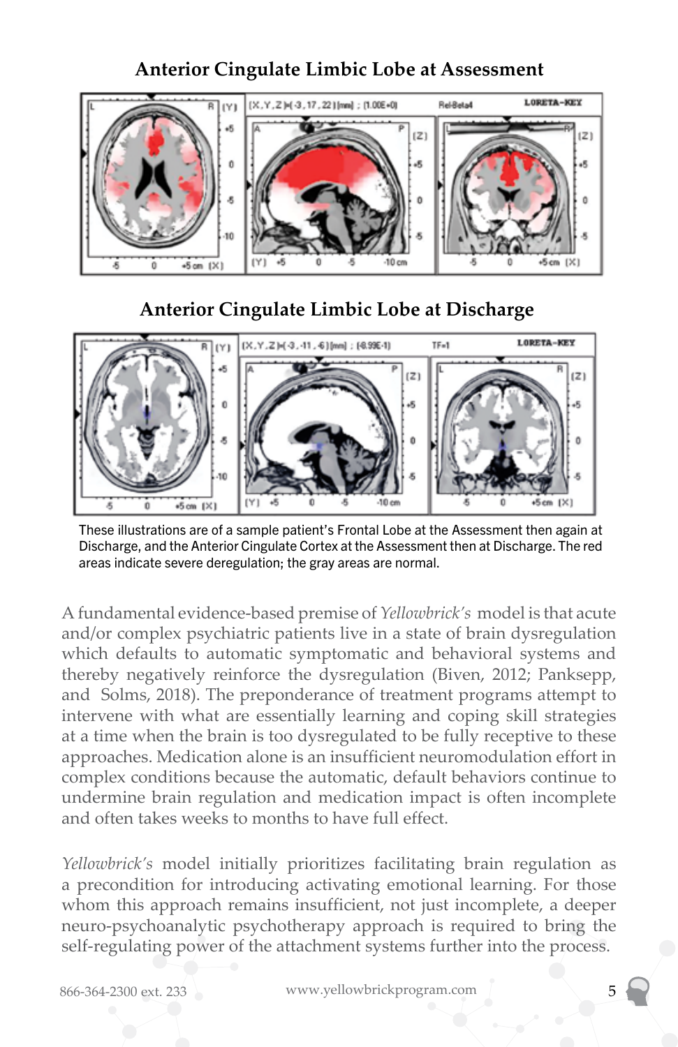## Anterior Cingulate Limbic Lobe at Assessment

## Anterior Cingulate Limbic Lobe at Discharge

These illustrations are of a sample patient's Frontal Lobe at the Assessment then again at Discharge, and the Anterior Cingulate Cortex at the Assessment then at Discharge. The red areas indicate severe deregulation; the gray areas are normal.

A fundamental evidence-based premise of *Yellowbrick's* model is that acute and/or complex psychiatric patients live in a state of brain dysregulation which defaults to automatic symptomatic and behavioral systems and thereby negatively reinforce the dysregulation (Biven, 2012; Panksepp, and Solms, 2018). The preponderance of treatment programs attempt to intervene with what are essentially learning and coping skill strategies at a time when the brain is too dysregulated to be fully receptive to these approaches. Medication alone is an insufficient neuromodulation effort in complex conditions because the automatic, default behaviors continue to undermine brain regulation and medication impact is often incomplete and often takes weeks to months to have full effect.

*Yellowbrick's* model initially prioritizes facilitating brain regulation as a precondition for introducing activating emotional learning. For those whom this approach remains insufficient, not just incomplete, a deeper neuro-psychoanalytic psychotherapy approach is required to bring the self-regulating power of the attachment systems further into the process.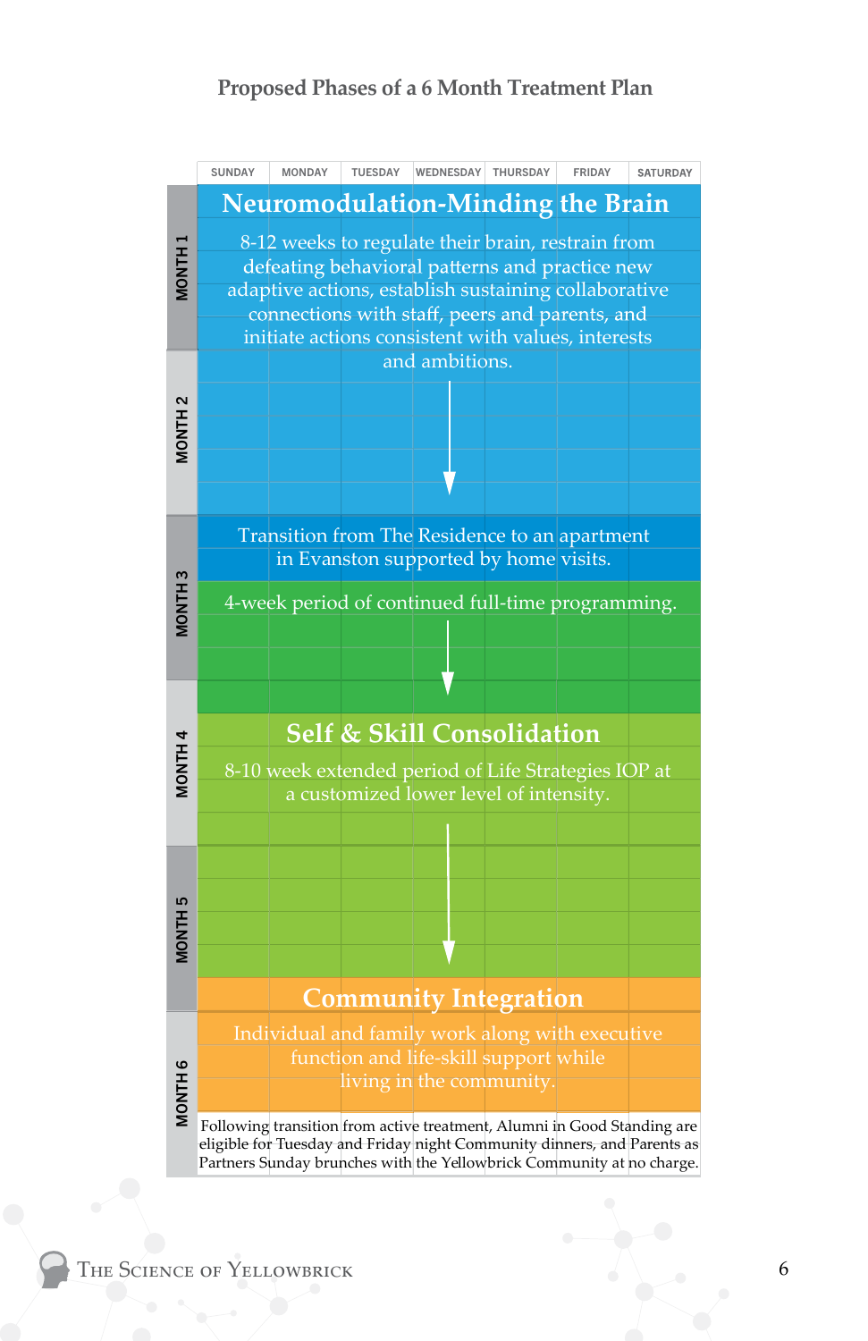# Proposed Phases of a 6 Month Treatment Plan

SUNDAY | MONDAY | TUESDAY | WEDNESDAY | THURSDAY | FRIDAY | SATURDAY

**MONTH 1 – MONTH 2**

## Neuromodulation-Minding the Brain

8-12 weeks to regulate their brain, restrain from defeating behavioral patterns and practice new adaptive actions, establish sustaining collaborative connections with staff, peers and parents, and initiate actions consistent with values, interests and ambitions.

**MONTH 3**

Transition from The Residence to an apartment in Evanston supported by home visits.

4-week period of continued full-time programming.

**MONTH 4 – MONTH 5**

## Self & Skill Consolidation

8-10 week extended period of Life Strategies IOP at a customized lower level of intensity.

**MONTH 6**

## Community Integration

Individual and family work along with executive function and life-skill support while living in the community.

Following transition from active treatment, Alumni in Good Standing are eligible for Tuesday and Friday night Community dinners, and Parents as Partners Sunday brunches with the Yellowbrick Community at no charge.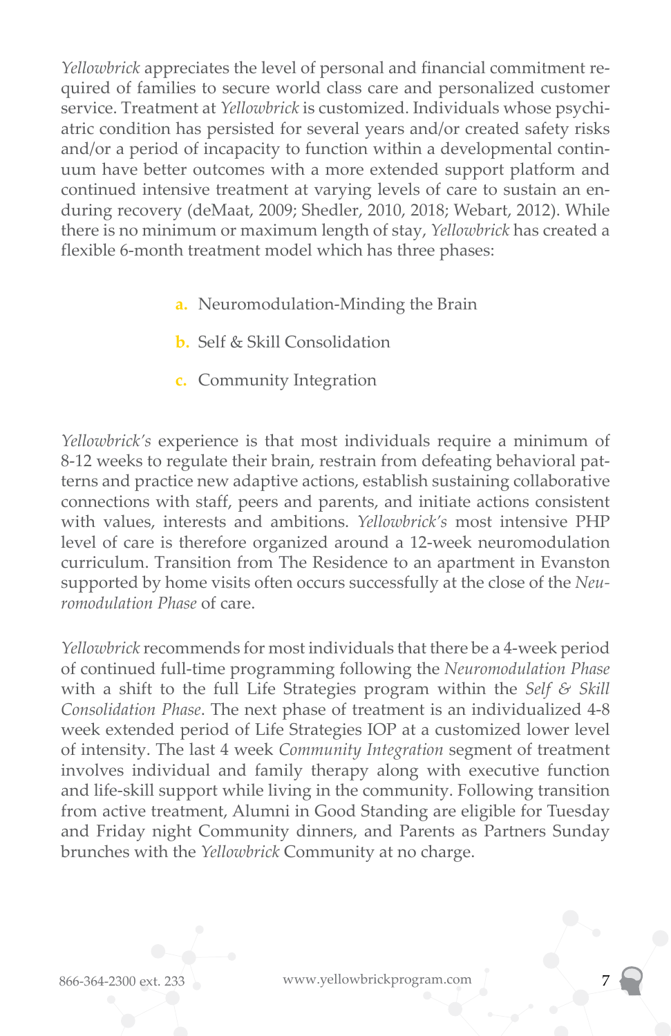*Yellowbrick* appreciates the level of personal and financial commitment required of families to secure world class care and personalized customer service. Treatment at *Yellowbrick* is customized. Individuals whose psychiatric condition has persisted for several years and/or created safety risks and/or a period of incapacity to function within a developmental continuum have better outcomes with a more extended support platform and continued intensive treatment at varying levels of care to sustain an enduring recovery (deMaat, 2009; Shedler, 2010, 2018; Webart, 2012). While there is no minimum or maximum length of stay, *Yellowbrick* has created a flexible 6-month treatment model which has three phases:

a. Neuromodulation-Minding the Brain
b. Self & Skill Consolidation
c. Community Integration

*Yellowbrick's* experience is that most individuals require a minimum of 8-12 weeks to regulate their brain, restrain from defeating behavioral patterns and practice new adaptive actions, establish sustaining collaborative connections with staff, peers and parents, and initiate actions consistent with values, interests and ambitions. *Yellowbrick's* most intensive PHP level of care is therefore organized around a 12-week neuromodulation curriculum. Transition from The Residence to an apartment in Evanston supported by home visits often occurs successfully at the close of the *Neuromodulation Phase* of care.

*Yellowbrick* recommends for most individuals that there be a 4-week period of continued full-time programming following the *Neuromodulation Phase* with a shift to the full Life Strategies program within the *Self & Skill Consolidation Phase*. The next phase of treatment is an individualized 4-8 week extended period of Life Strategies IOP at a customized lower level of intensity. The last 4 week *Community Integration* segment of treatment involves individual and family therapy along with executive function and life-skill support while living in the community. Following transition from active treatment, Alumni in Good Standing are eligible for Tuesday and Friday night Community dinners, and Parents as Partners Sunday brunches with the *Yellowbrick* Community at no charge.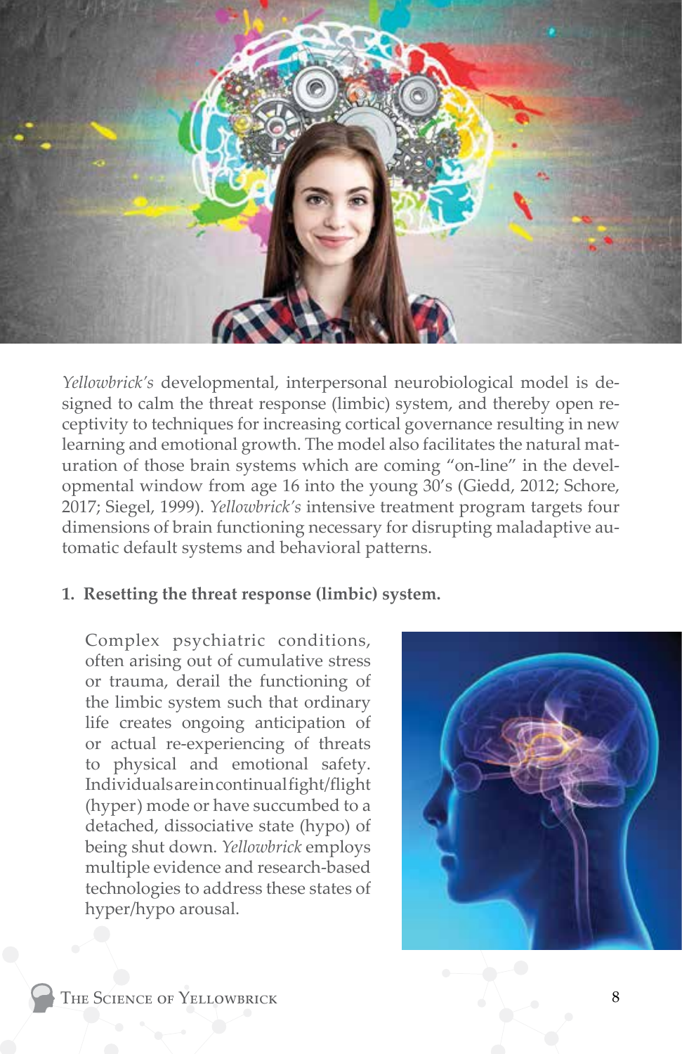*Yellowbrick's* developmental, interpersonal neurobiological model is designed to calm the threat response (limbic) system, and thereby open receptivity to techniques for increasing cortical governance resulting in new learning and emotional growth. The model also facilitates the natural maturation of those brain systems which are coming "on-line" in the developmental window from age 16 into the young 30's (Giedd, 2012; Schore, 2017; Siegel, 1999). *Yellowbrick's* intensive treatment program targets four dimensions of brain functioning necessary for disrupting maladaptive automatic default systems and behavioral patterns.

1. **Resetting the threat response (limbic) system.**

   Complex psychiatric conditions, often arising out of cumulative stress or trauma, derail the functioning of the limbic system such that ordinary life creates ongoing anticipation of or actual re-experiencing of threats to physical and emotional safety. Individuals are in continual fight/flight (hyper) mode or have succumbed to a detached, dissociative state (hypo) of being shut down. *Yellowbrick* employs multiple evidence and research-based technologies to address these states of hyper/hypo arousal.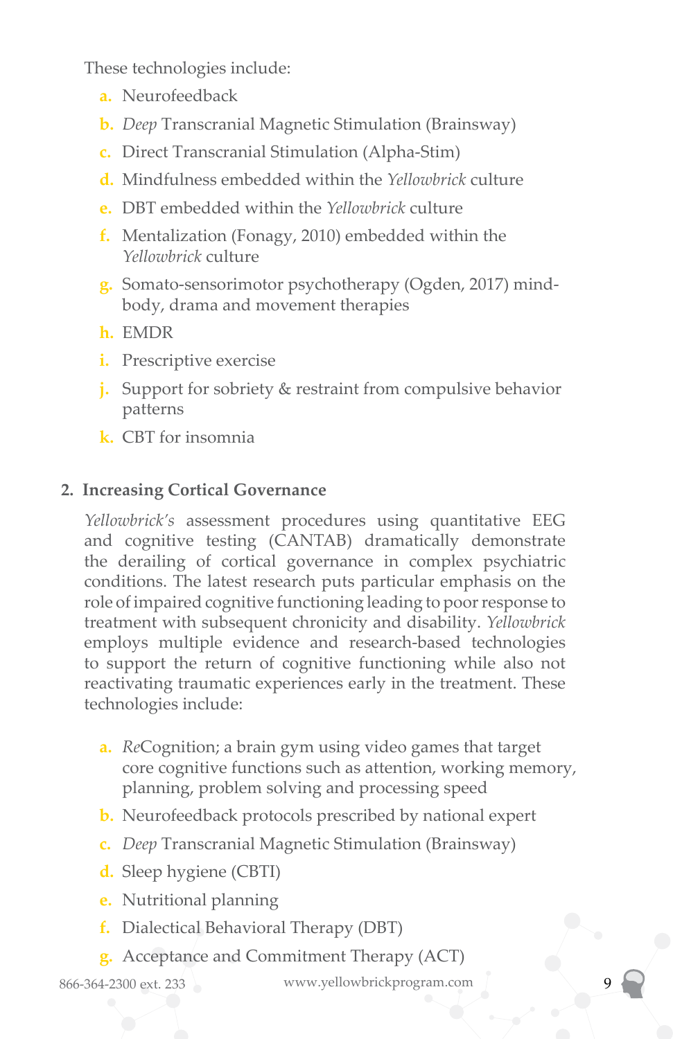These technologies include:

a. Neurofeedback
b. *Deep* Transcranial Magnetic Stimulation (Brainsway)
c. Direct Transcranial Stimulation (Alpha-Stim)
d. Mindfulness embedded within the *Yellowbrick* culture
e. DBT embedded within the *Yellowbrick* culture
f. Mentalization (Fonagy, 2010) embedded within the *Yellowbrick* culture
g. Somato-sensorimotor psychotherapy (Ogden, 2017) mind-body, drama and movement therapies
h. EMDR
i. Prescriptive exercise
j. Support for sobriety & restraint from compulsive behavior patterns
k. CBT for insomnia

## 2. Increasing Cortical Governance

*Yellowbrick's* assessment procedures using quantitative EEG and cognitive testing (CANTAB) dramatically demonstrate the derailing of cortical governance in complex psychiatric conditions. The latest research puts particular emphasis on the role of impaired cognitive functioning leading to poor response to treatment with subsequent chronicity and disability. *Yellowbrick* employs multiple evidence and research-based technologies to support the return of cognitive functioning while also not reactivating traumatic experiences early in the treatment. These technologies include:

a. *Re*Cognition; a brain gym using video games that target core cognitive functions such as attention, working memory, planning, problem solving and processing speed
b. Neurofeedback protocols prescribed by national expert
c. *Deep* Transcranial Magnetic Stimulation (Brainsway)
d. Sleep hygiene (CBTI)
e. Nutritional planning
f. Dialectical Behavioral Therapy (DBT)
g. Acceptance and Commitment Therapy (ACT)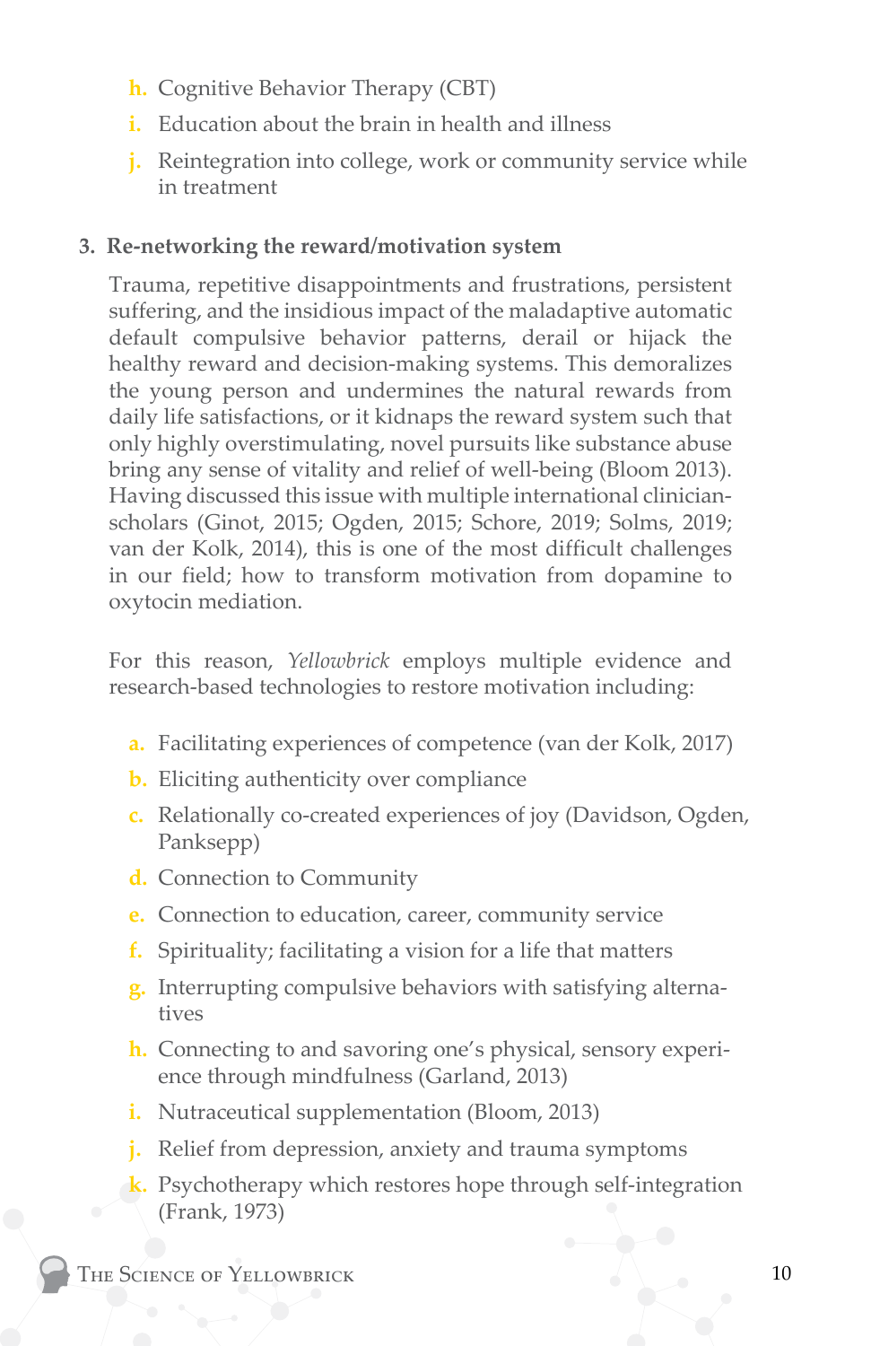h. Cognitive Behavior Therapy (CBT)
i. Education about the brain in health and illness
j. Reintegration into college, work or community service while in treatment

3. **Re-networking the reward/motivation system**

Trauma, repetitive disappointments and frustrations, persistent suffering, and the insidious impact of the maladaptive automatic default compulsive behavior patterns, derail or hijack the healthy reward and decision-making systems. This demoralizes the young person and undermines the natural rewards from daily life satisfactions, or it kidnaps the reward system such that only highly overstimulating, novel pursuits like substance abuse bring any sense of vitality and relief of well-being (Bloom 2013). Having discussed this issue with multiple international clinician-scholars (Ginot, 2015; Ogden, 2015; Schore, 2019; Solms, 2019; van der Kolk, 2014), this is one of the most difficult challenges in our field; how to transform motivation from dopamine to oxytocin mediation.

For this reason, *Yellowbrick* employs multiple evidence and research-based technologies to restore motivation including:

a. Facilitating experiences of competence (van der Kolk, 2017)
b. Eliciting authenticity over compliance
c. Relationally co-created experiences of joy (Davidson, Ogden, Panksepp)
d. Connection to Community
e. Connection to education, career, community service
f. Spirituality; facilitating a vision for a life that matters
g. Interrupting compulsive behaviors with satisfying alternatives
h. Connecting to and savoring one's physical, sensory experience through mindfulness (Garland, 2013)
i. Nutraceutical supplementation (Bloom, 2013)
j. Relief from depression, anxiety and trauma symptoms
k. Psychotherapy which restores hope through self-integration (Frank, 1973)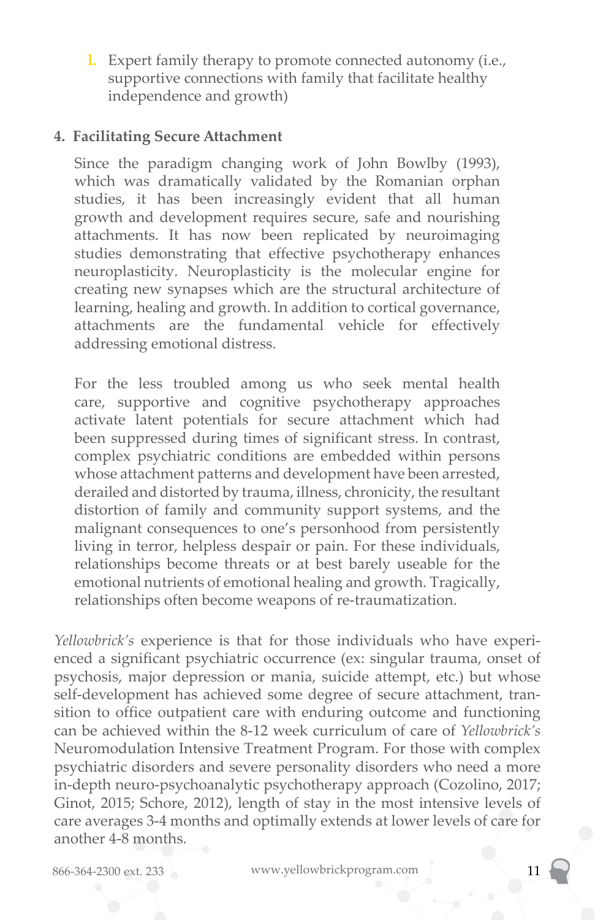l. Expert family therapy to promote connected autonomy (i.e., supportive connections with family that facilitate healthy independence and growth)

**4. Facilitating Secure Attachment**

Since the paradigm changing work of John Bowlby (1993), which was dramatically validated by the Romanian orphan studies, it has been increasingly evident that all human growth and development requires secure, safe and nourishing attachments. It has now been replicated by neuroimaging studies demonstrating that effective psychotherapy enhances neuroplasticity. Neuroplasticity is the molecular engine for creating new synapses which are the structural architecture of learning, healing and growth. In addition to cortical governance, attachments are the fundamental vehicle for effectively addressing emotional distress.

For the less troubled among us who seek mental health care, supportive and cognitive psychotherapy approaches activate latent potentials for secure attachment which had been suppressed during times of significant stress. In contrast, complex psychiatric conditions are embedded within persons whose attachment patterns and development have been arrested, derailed and distorted by trauma, illness, chronicity, the resultant distortion of family and community support systems, and the malignant consequences to one's personhood from persistently living in terror, helpless despair or pain. For these individuals, relationships become threats or at best barely useable for the emotional nutrients of emotional healing and growth. Tragically, relationships often become weapons of re-traumatization.

*Yellowbrick's* experience is that for those individuals who have experienced a significant psychiatric occurrence (ex: singular trauma, onset of psychosis, major depression or mania, suicide attempt, etc.) but whose self-development has achieved some degree of secure attachment, transition to office outpatient care with enduring outcome and functioning can be achieved within the 8-12 week curriculum of care of *Yellowbrick's* Neuromodulation Intensive Treatment Program. For those with complex psychiatric disorders and severe personality disorders who need a more in-depth neuro-psychoanalytic psychotherapy approach (Cozolino, 2017; Ginot, 2015; Schore, 2012), length of stay in the most intensive levels of care averages 3-4 months and optimally extends at lower levels of care for another 4-8 months.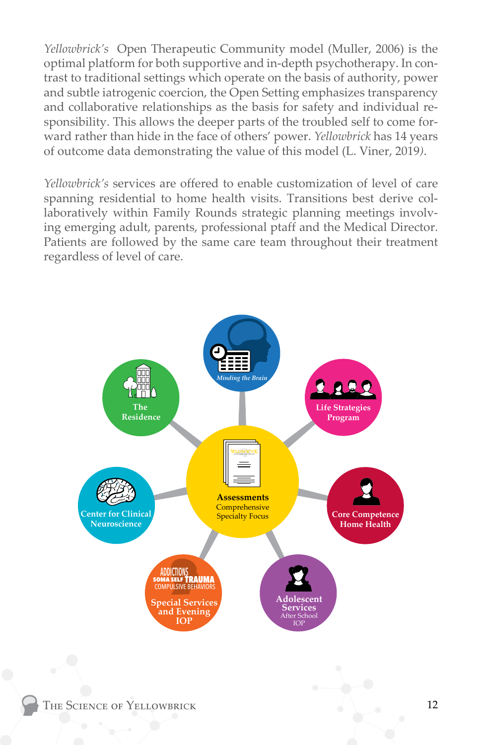*Yellowbrick's* Open Therapeutic Community model (Muller, 2006) is the optimal platform for both supportive and in-depth psychotherapy. In contrast to traditional settings which operate on the basis of authority, power and subtle iatrogenic coercion, the Open Setting emphasizes transparency and collaborative relationships as the basis for safety and individual responsibility. This allows the deeper parts of the troubled self to come forward rather than hide in the face of others' power. *Yellowbrick* has 14 years of outcome data demonstrating the value of this model (L. Viner, 2019).

*Yellowbrick's* services are offered to enable customization of level of care spanning residential to home health visits. Transitions best derive collaboratively within Family Rounds strategic planning meetings involving emerging adult, parents, professional ptaff and the Medical Director. Patients are followed by the same care team throughout their treatment regardless of level of care.

**Assessments**
Comprehensive
Specialty Focus

*Minding the Brain*

**Life Strategies Program**

**Core Competence Home Health**

**Adolescent Services**
After School
IOP

ADDICTIONS
SOMA SELF TRAUMA
COMPULSIVE BEHAVIORS
**Special Services and Evening IOP**

**Center for Clinical Neuroscience**

**The Residence**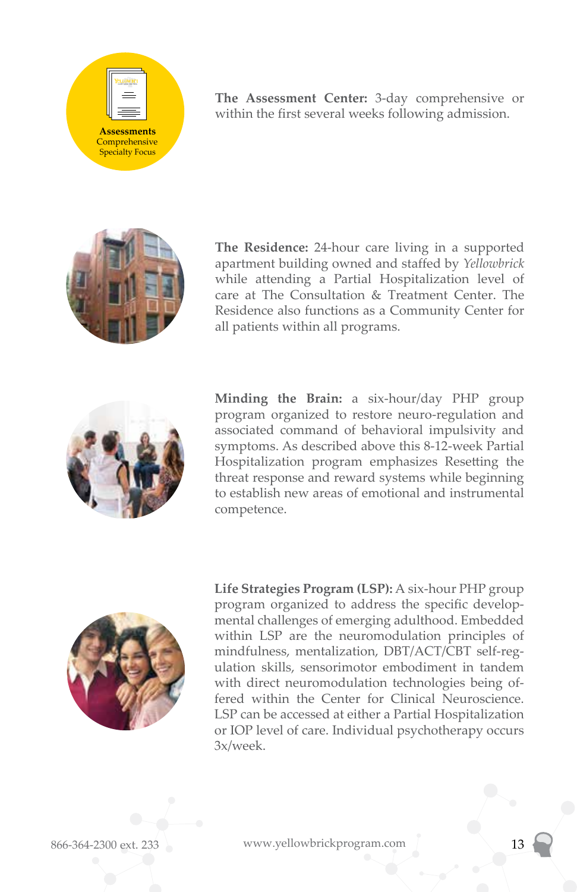**Assessments**
Comprehensive
Specialty Focus

**The Assessment Center:** 3-day comprehensive or within the first several weeks following admission.

**The Residence:** 24-hour care living in a supported apartment building owned and staffed by *Yellowbrick* while attending a Partial Hospitalization level of care at The Consultation & Treatment Center. The Residence also functions as a Community Center for all patients within all programs.

**Minding the Brain:** a six-hour/day PHP group program organized to restore neuro-regulation and associated command of behavioral impulsivity and symptoms. As described above this 8-12-week Partial Hospitalization program emphasizes Resetting the threat response and reward systems while beginning to establish new areas of emotional and instrumental competence.

**Life Strategies Program (LSP):** A six-hour PHP group program organized to address the specific developmental challenges of emerging adulthood. Embedded within LSP are the neuromodulation principles of mindfulness, mentalization, DBT/ACT/CBT self-regulation skills, sensorimotor embodiment in tandem with direct neuromodulation technologies being offered within the Center for Clinical Neuroscience. LSP can be accessed at either a Partial Hospitalization or IOP level of care. Individual psychotherapy occurs 3x/week.

866-364-2300 ext. 233 www.yellowbrickprogram.com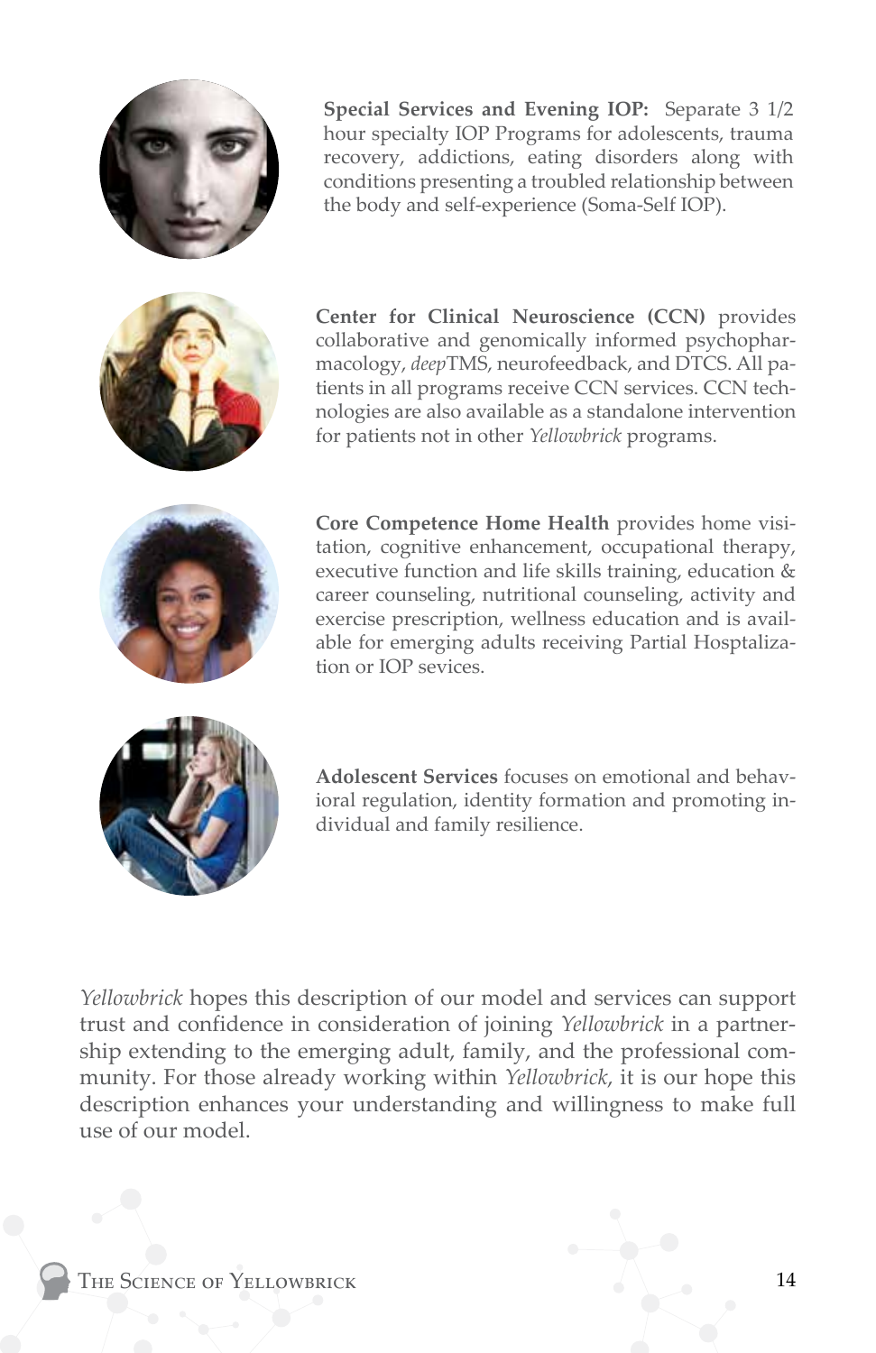**Special Services and Evening IOP:** Separate 3 1/2 hour specialty IOP Programs for adolescents, trauma recovery, addictions, eating disorders along with conditions presenting a troubled relationship between the body and self-experience (Soma-Self IOP).

**Center for Clinical Neuroscience (CCN)** provides collaborative and genomically informed psychopharmacology, *deep*TMS, neurofeedback, and DTCS. All patients in all programs receive CCN services. CCN technologies are also available as a standalone intervention for patients not in other *Yellowbrick* programs.

**Core Competence Home Health** provides home visitation, cognitive enhancement, occupational therapy, executive function and life skills training, education & career counseling, nutritional counseling, activity and exercise prescription, wellness education and is available for emerging adults receiving Partial Hosptalization or IOP sevices.

**Adolescent Services** focuses on emotional and behavioral regulation, identity formation and promoting individual and family resilience.

*Yellowbrick* hopes this description of our model and services can support trust and confidence in consideration of joining *Yellowbrick* in a partnership extending to the emerging adult, family, and the professional community. For those already working within *Yellowbrick*, it is our hope this description enhances your understanding and willingness to make full use of our model.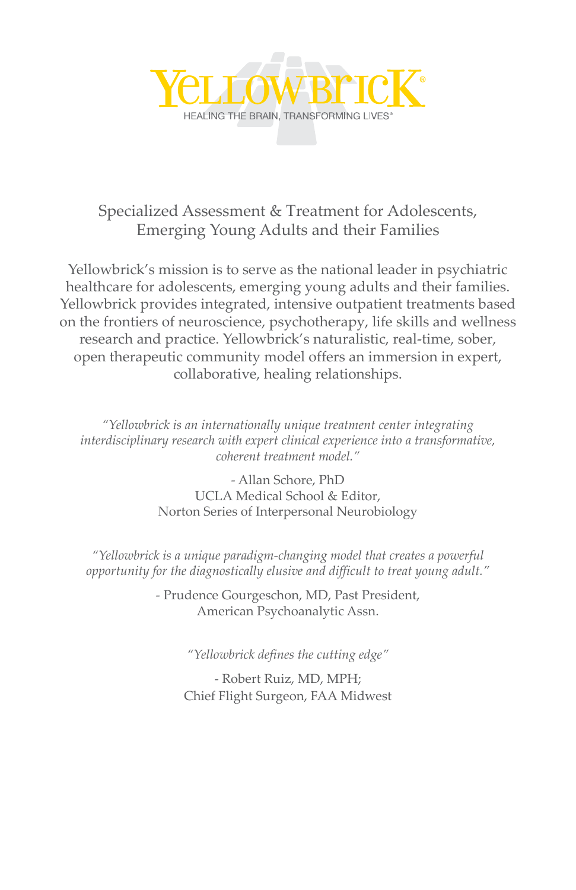# YELLOWBRICK®

HEALING THE BRAIN, TRANSFORMING LIVES®

Specialized Assessment & Treatment for Adolescents,
Emerging Young Adults and their Families

Yellowbrick's mission is to serve as the national leader in psychiatric healthcare for adolescents, emerging young adults and their families. Yellowbrick provides integrated, intensive outpatient treatments based on the frontiers of neuroscience, psychotherapy, life skills and wellness research and practice. Yellowbrick's naturalistic, real-time, sober, open therapeutic community model offers an immersion in expert, collaborative, healing relationships.

*"Yellowbrick is an internationally unique treatment center integrating interdisciplinary research with expert clinical experience into a transformative, coherent treatment model."*

- Allan Schore, PhD
UCLA Medical School & Editor,
Norton Series of Interpersonal Neurobiology

*"Yellowbrick is a unique paradigm-changing model that creates a powerful opportunity for the diagnostically elusive and difficult to treat young adult."*

- Prudence Gourgeschon, MD, Past President,
American Psychoanalytic Assn.

*"Yellowbrick defines the cutting edge"*

- Robert Ruiz, MD, MPH;
Chief Flight Surgeon, FAA Midwest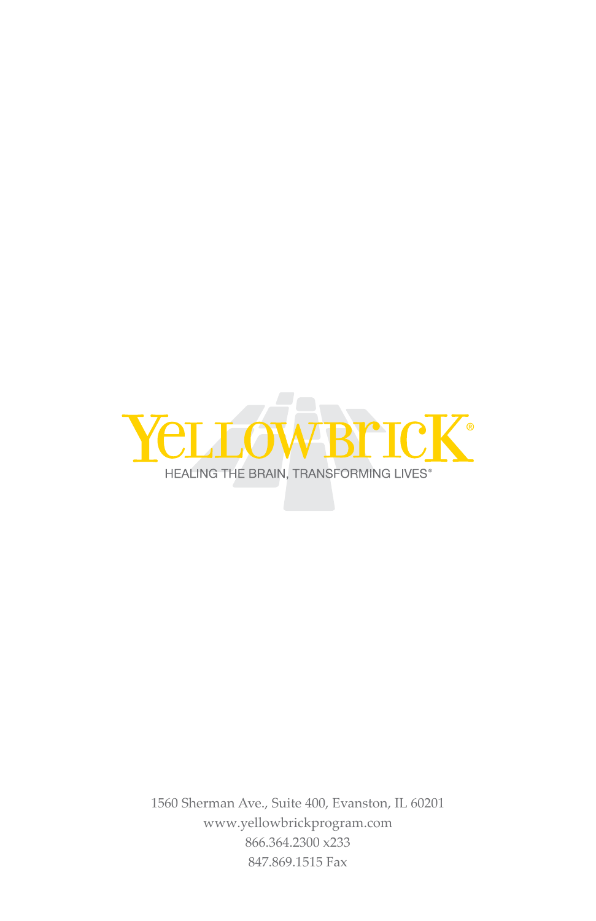YELLOWBRICK®

HEALING THE BRAIN, TRANSFORMING LIVES®

1560 Sherman Ave., Suite 400, Evanston, IL 60201
www.yellowbrickprogram.com
866.364.2300 x233
847.869.1515 Fax